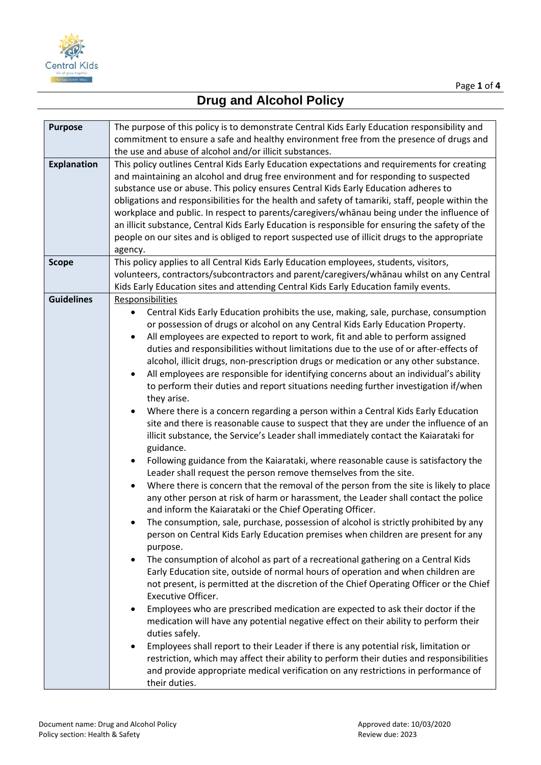# Drug and Alcohol Policy

| | |
|---|---|
| **Purpose** | The purpose of this policy is to demonstrate Central Kids Early Education responsibility and commitment to ensure a safe and healthy environment free from the presence of drugs and the use and abuse of alcohol and/or illicit substances. |
| **Explanation** | This policy outlines Central Kids Early Education expectations and requirements for creating and maintaining an alcohol and drug free environment and for responding to suspected substance use or abuse. This policy ensures Central Kids Early Education adheres to obligations and responsibilities for the health and safety of tamariki, staff, people within the workplace and public. In respect to parents/caregivers/whānau being under the influence of an illicit substance, Central Kids Early Education is responsible for ensuring the safety of the people on our sites and is obliged to report suspected use of illicit drugs to the appropriate agency. |
| **Scope** | This policy applies to all Central Kids Early Education employees, students, visitors, volunteers, contractors/subcontractors and parent/caregivers/whānau whilst on any Central Kids Early Education sites and attending Central Kids Early Education family events. |
| **Guidelines** | Responsibilities<br>• Central Kids Early Education prohibits the use, making, sale, purchase, consumption or possession of drugs or alcohol on any Central Kids Early Education Property.<br>• All employees are expected to report to work, fit and able to perform assigned duties and responsibilities without limitations due to the use of or after-effects of alcohol, illicit drugs, non-prescription drugs or medication or any other substance.<br>• All employees are responsible for identifying concerns about an individual's ability to perform their duties and report situations needing further investigation if/when they arise.<br>• Where there is a concern regarding a person within a Central Kids Early Education site and there is reasonable cause to suspect that they are under the influence of an illicit substance, the Service's Leader shall immediately contact the Kaiarataki for guidance.<br>• Following guidance from the Kaiarataki, where reasonable cause is satisfactory the Leader shall request the person remove themselves from the site.<br>• Where there is concern that the removal of the person from the site is likely to place any other person at risk of harm or harassment, the Leader shall contact the police and inform the Kaiarataki or the Chief Operating Officer.<br>• The consumption, sale, purchase, possession of alcohol is strictly prohibited by any person on Central Kids Early Education premises when children are present for any purpose.<br>• The consumption of alcohol as part of a recreational gathering on a Central Kids Early Education site, outside of normal hours of operation and when children are not present, is permitted at the discretion of the Chief Operating Officer or the Chief Executive Officer.<br>• Employees who are prescribed medication are expected to ask their doctor if the medication will have any potential negative effect on their ability to perform their duties safely.<br>• Employees shall report to their Leader if there is any potential risk, limitation or restriction, which may affect their ability to perform their duties and responsibilities and provide appropriate medical verification on any restrictions in performance of their duties. |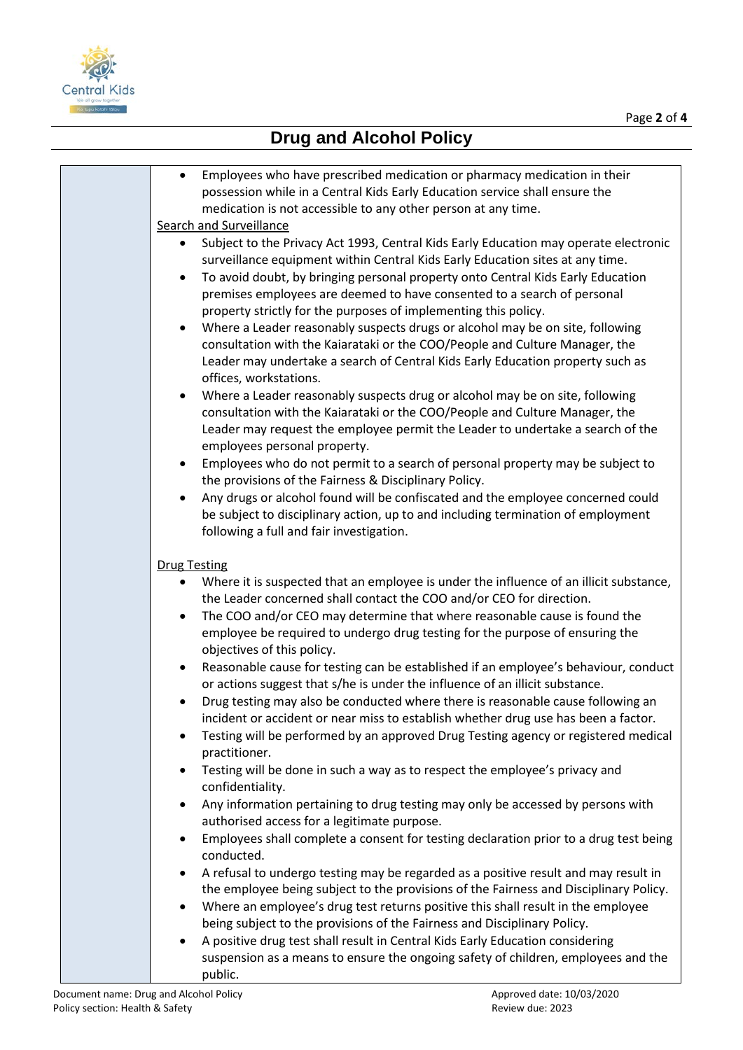- Employees who have prescribed medication or pharmacy medication in their possession while in a Central Kids Early Education service shall ensure the medication is not accessible to any other person at any time.

<u>Search and Surveillance</u>

- Subject to the Privacy Act 1993, Central Kids Early Education may operate electronic surveillance equipment within Central Kids Early Education sites at any time.
- To avoid doubt, by bringing personal property onto Central Kids Early Education premises employees are deemed to have consented to a search of personal property strictly for the purposes of implementing this policy.
- Where a Leader reasonably suspects drugs or alcohol may be on site, following consultation with the Kaiarataki or the COO/People and Culture Manager, the Leader may undertake a search of Central Kids Early Education property such as offices, workstations.
- Where a Leader reasonably suspects drug or alcohol may be on site, following consultation with the Kaiarataki or the COO/People and Culture Manager, the Leader may request the employee permit the Leader to undertake a search of the employees personal property.
- Employees who do not permit to a search of personal property may be subject to the provisions of the Fairness & Disciplinary Policy.
- Any drugs or alcohol found will be confiscated and the employee concerned could be subject to disciplinary action, up to and including termination of employment following a full and fair investigation.

<u>Drug Testing</u>

- Where it is suspected that an employee is under the influence of an illicit substance, the Leader concerned shall contact the COO and/or CEO for direction.
- The COO and/or CEO may determine that where reasonable cause is found the employee be required to undergo drug testing for the purpose of ensuring the objectives of this policy.
- Reasonable cause for testing can be established if an employee's behaviour, conduct or actions suggest that s/he is under the influence of an illicit substance.
- Drug testing may also be conducted where there is reasonable cause following an incident or accident or near miss to establish whether drug use has been a factor.
- Testing will be performed by an approved Drug Testing agency or registered medical practitioner.
- Testing will be done in such a way as to respect the employee's privacy and confidentiality.
- Any information pertaining to drug testing may only be accessed by persons with authorised access for a legitimate purpose.
- Employees shall complete a consent for testing declaration prior to a drug test being conducted.
- A refusal to undergo testing may be regarded as a positive result and may result in the employee being subject to the provisions of the Fairness and Disciplinary Policy.
- Where an employee's drug test returns positive this shall result in the employee being subject to the provisions of the Fairness and Disciplinary Policy.
- A positive drug test shall result in Central Kids Early Education considering suspension as a means to ensure the ongoing safety of children, employees and the public.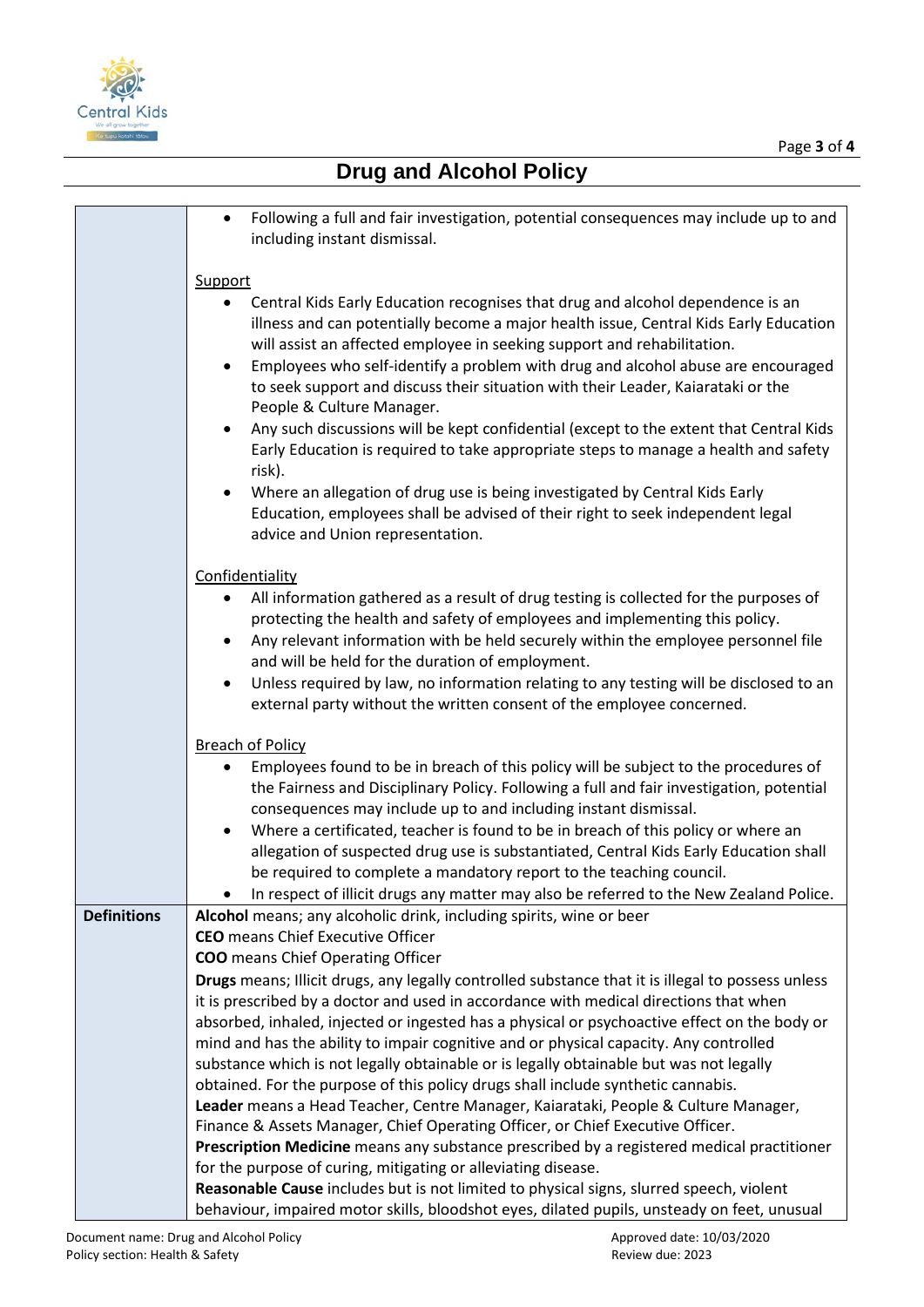# Drug and Alcohol Policy

| | |
|---|---|
| | • Following a full and fair investigation, potential consequences may include up to and including instant dismissal.<br><br><u>Support</u><br>• Central Kids Early Education recognises that drug and alcohol dependence is an illness and can potentially become a major health issue, Central Kids Early Education will assist an affected employee in seeking support and rehabilitation.<br>• Employees who self-identify a problem with drug and alcohol abuse are encouraged to seek support and discuss their situation with their Leader, Kaiarataki or the People & Culture Manager.<br>• Any such discussions will be kept confidential (except to the extent that Central Kids Early Education is required to take appropriate steps to manage a health and safety risk).<br>• Where an allegation of drug use is being investigated by Central Kids Early Education, employees shall be advised of their right to seek independent legal advice and Union representation.<br><br><u>Confidentiality</u><br>• All information gathered as a result of drug testing is collected for the purposes of protecting the health and safety of employees and implementing this policy.<br>• Any relevant information with be held securely within the employee personnel file and will be held for the duration of employment.<br>• Unless required by law, no information relating to any testing will be disclosed to an external party without the written consent of the employee concerned.<br><br><u>Breach of Policy</u><br>• Employees found to be in breach of this policy will be subject to the procedures of the Fairness and Disciplinary Policy. Following a full and fair investigation, potential consequences may include up to and including instant dismissal.<br>• Where a certificated, teacher is found to be in breach of this policy or where an allegation of suspected drug use is substantiated, Central Kids Early Education shall be required to complete a mandatory report to the teaching council.<br>• In respect of illicit drugs any matter may also be referred to the New Zealand Police. |
| **Definitions** | **Alcohol** means; any alcoholic drink, including spirits, wine or beer<br>**CEO** means Chief Executive Officer<br>**COO** means Chief Operating Officer<br>**Drugs** means; Illicit drugs, any legally controlled substance that it is illegal to possess unless it is prescribed by a doctor and used in accordance with medical directions that when absorbed, inhaled, injected or ingested has a physical or psychoactive effect on the body or mind and has the ability to impair cognitive and or physical capacity. Any controlled substance which is not legally obtainable or is legally obtainable but was not legally obtained. For the purpose of this policy drugs shall include synthetic cannabis.<br>**Leader** means a Head Teacher, Centre Manager, Kaiarataki, People & Culture Manager, Finance & Assets Manager, Chief Operating Officer, or Chief Executive Officer.<br>**Prescription Medicine** means any substance prescribed by a registered medical practitioner for the purpose of curing, mitigating or alleviating disease.<br>**Reasonable Cause** includes but is not limited to physical signs, slurred speech, violent behaviour, impaired motor skills, bloodshot eyes, dilated pupils, unsteady on feet, unusual |

Document name: Drug and Alcohol Policy
Policy section: Health & Safety

Approved date: 10/03/2020
Review due: 2023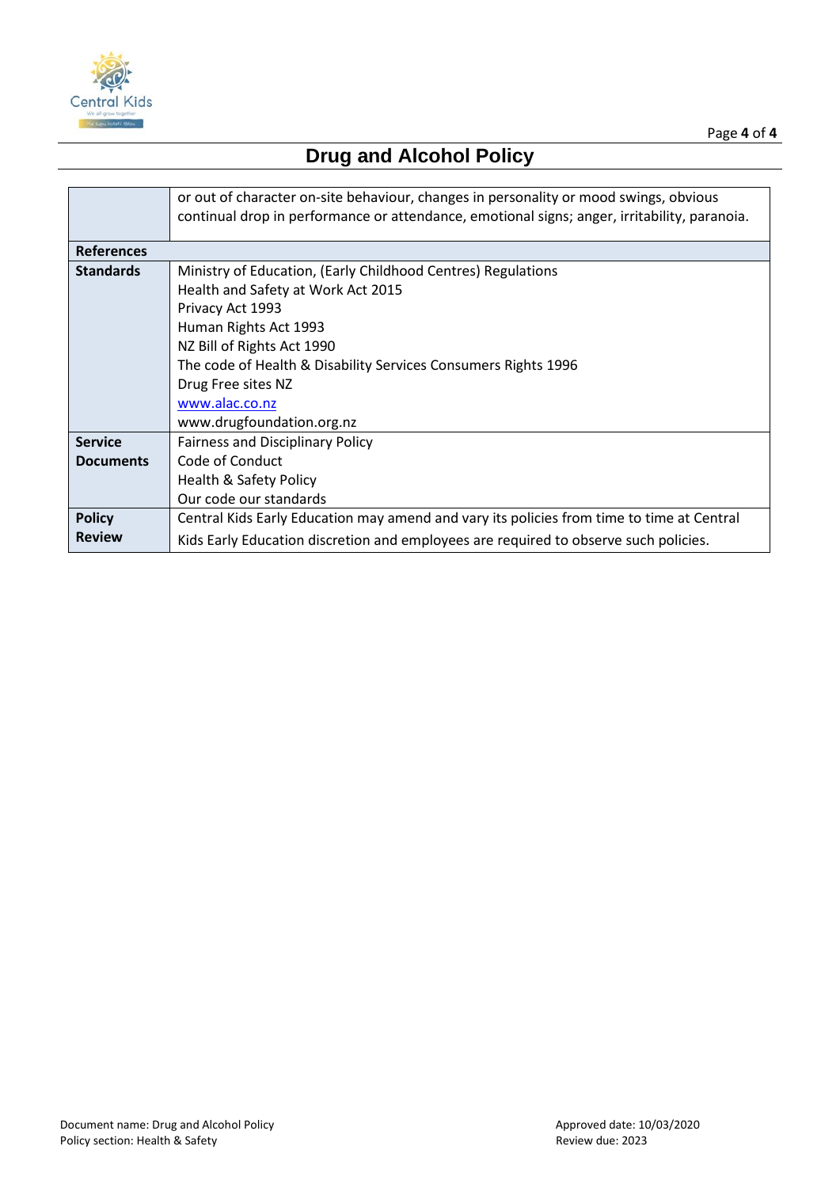# Drug and Alcohol Policy

| | |
|---|---|
| | or out of character on-site behaviour, changes in personality or mood swings, obvious continual drop in performance or attendance, emotional signs; anger, irritability, paranoia. |
| **References** | |
| **Standards** | Ministry of Education, (Early Childhood Centres) Regulations<br>Health and Safety at Work Act 2015<br>Privacy Act 1993<br>Human Rights Act 1993<br>NZ Bill of Rights Act 1990<br>The code of Health & Disability Services Consumers Rights 1996<br>Drug Free sites NZ<br>www.alac.co.nz<br>www.drugfoundation.org.nz |
| **Service Documents** | Fairness and Disciplinary Policy<br>Code of Conduct<br>Health & Safety Policy<br>Our code our standards |
| **Policy Review** | Central Kids Early Education may amend and vary its policies from time to time at Central Kids Early Education discretion and employees are required to observe such policies. |

Document name: Drug and Alcohol Policy
Policy section: Health & Safety

Approved date: 10/03/2020
Review due: 2023